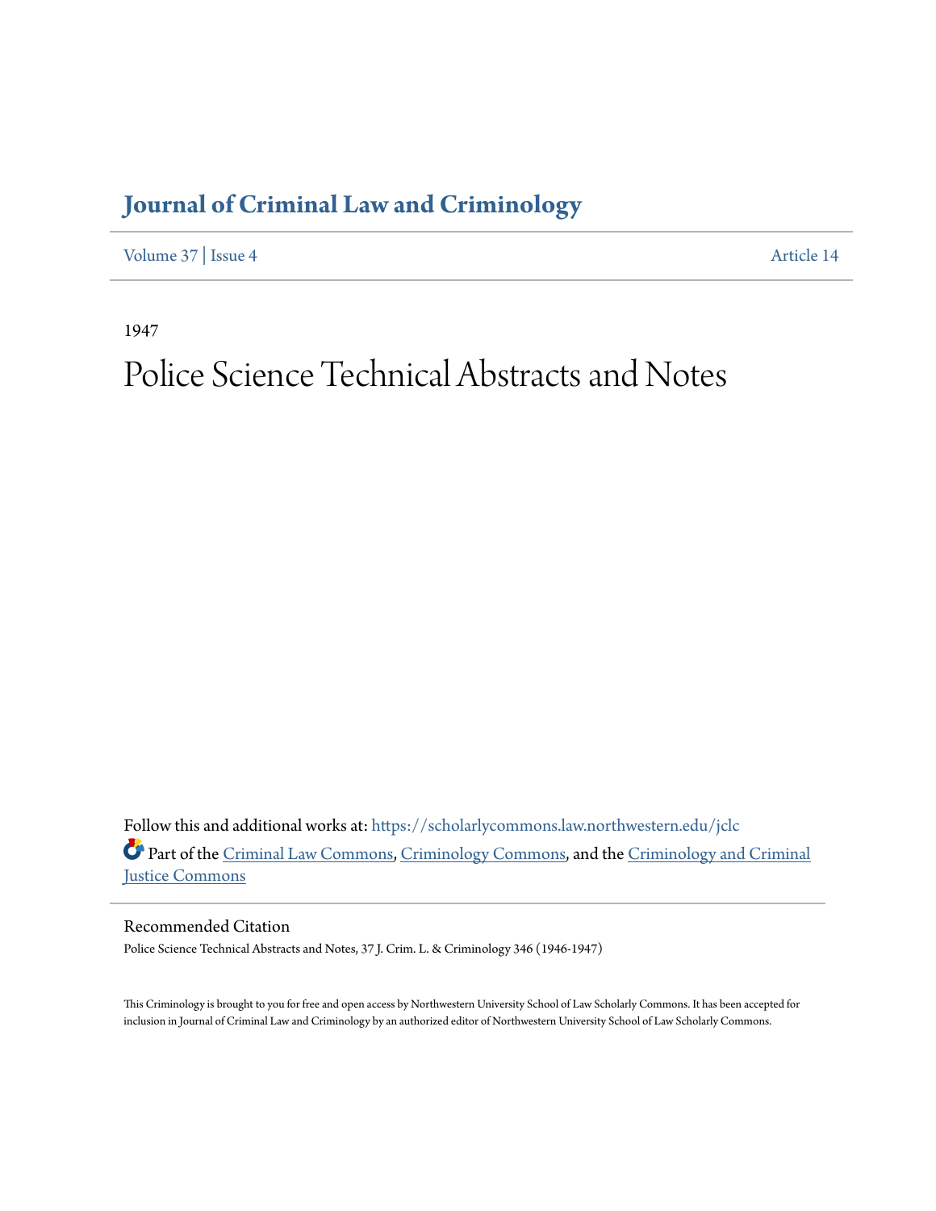# Journal of Criminal Law and Criminology

Volume 37 | Issue 4 Article 14

1947

# Police Science Technical Abstracts and Notes

Follow this and additional works at: https://scholarlycommons.law.northwestern.edu/jclc

Part of the Criminal Law Commons, Criminology Commons, and the Criminology and Criminal Justice Commons

## Recommended Citation

Police Science Technical Abstracts and Notes, 37 J. Crim. L. & Criminology 346 (1946-1947)

This Criminology is brought to you for free and open access by Northwestern University School of Law Scholarly Commons. It has been accepted for inclusion in Journal of Criminal Law and Criminology by an authorized editor of Northwestern University School of Law Scholarly Commons.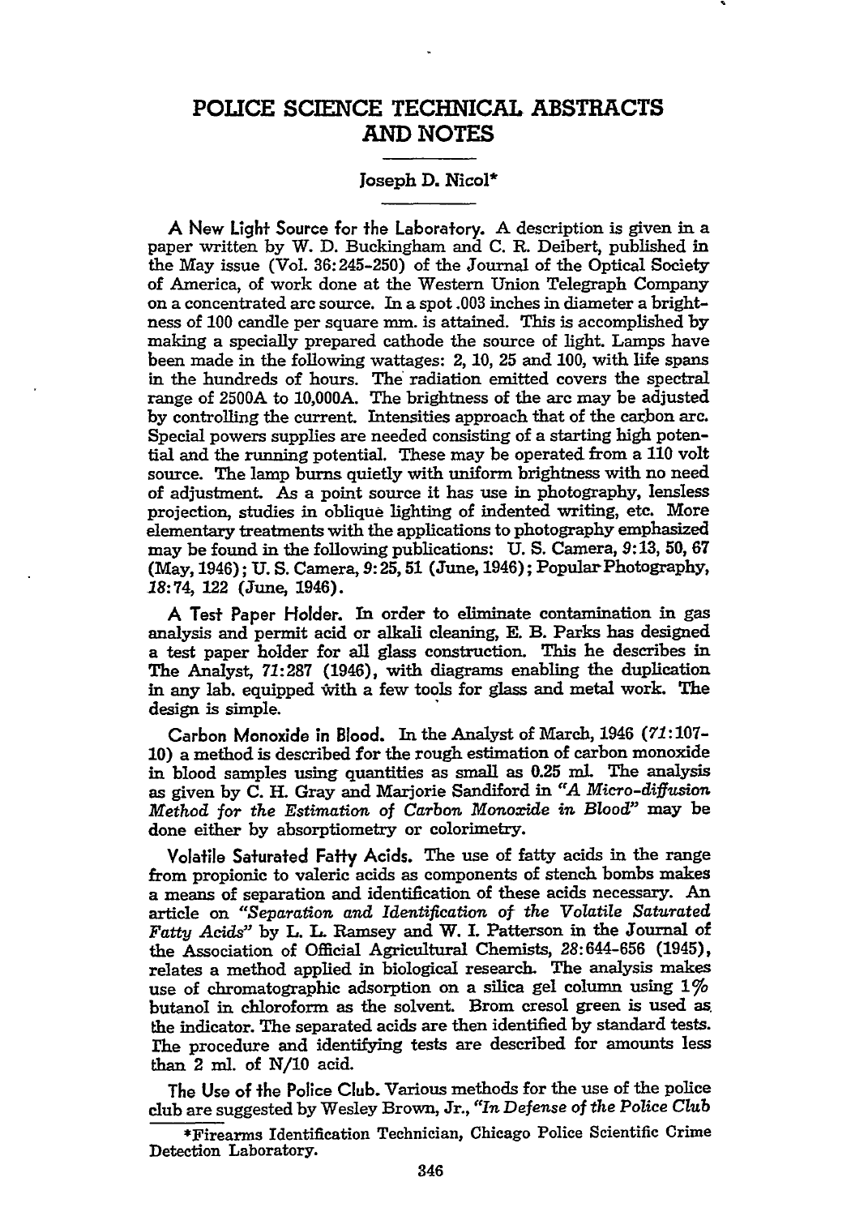# POLICE SCIENCE TECHNICAL ABSTRACTS AND NOTES

Joseph D. Nicol*

**A New Light Source for the Laboratory.** A description is given in a paper written by W. D. Buckingham and C. R. Deibert, published in the May issue (Vol. 36:245-250) of the Journal of the Optical Society of America, of work done at the Western Union Telegraph Company on a concentrated arc source. In a spot .003 inches in diameter a brightness of 100 candle per square mm. is attained. This is accomplished by making a specially prepared cathode the source of light. Lamps have been made in the following wattages: 2, 10, 25 and 100, with life spans in the hundreds of hours. The radiation emitted covers the spectral range of 2500A to 10,000A. The brightness of the arc may be adjusted by controlling the current. Intensities approach that of the carbon arc. Special powers supplies are needed consisting of a starting high potential and the running potential. These may be operated from a 110 volt source. The lamp burns quietly with uniform brightness with no need of adjustment. As a point source it has use in photography, lensless projection, studies in oblique lighting of indented writing, etc. More elementary treatments with the applications to photography emphasized may be found in the following publications: U. S. Camera, *9*:13, 50, 67 (May, 1946); U. S. Camera, *9*:25, 51 (June, 1946); Popular Photography, *18*:74, 122 (June, 1946).

**A Test Paper Holder.** In order to eliminate contamination in gas analysis and permit acid or alkali cleaning, E. B. Parks has designed a test paper holder for all glass construction. This he describes in The Analyst, *71*:287 (1946), with diagrams enabling the duplication in any lab. equipped with a few tools for glass and metal work. The design is simple.

**Carbon Monoxide in Blood.** In the Analyst of March, 1946 (*71*:107-10) a method is described for the rough estimation of carbon monoxide in blood samples using quantities as small as 0.25 ml. The analysis as given by C. H. Gray and Marjorie Sandiford in *"A Micro-diffusion Method for the Estimation of Carbon Monoxide in Blood"* may be done either by absorptiometry or colorimetry.

**Volatile Saturated Fatty Acids.** The use of fatty acids in the range from propionic to valeric acids as components of stench bombs makes a means of separation and identification of these acids necessary. An article on *"Separation and Identification of the Volatile Saturated Fatty Acids"* by L. L. Ramsey and W. I. Patterson in the Journal of the Association of Official Agricultural Chemists, *28*:644-656 (1945), relates a method applied in biological research. The analysis makes use of chromatographic adsorption on a silica gel column using 1% butanol in chloroform as the solvent. Brom cresol green is used as the indicator. The separated acids are then identified by standard tests. The procedure and identifying tests are described for amounts less than 2 ml. of N/10 acid.

**The Use of the Police Club.** Various methods for the use of the police club are suggested by Wesley Brown, Jr., *"In Defense of the Police Club*

*Firearms Identification Technician, Chicago Police Scientific Crime Detection Laboratory.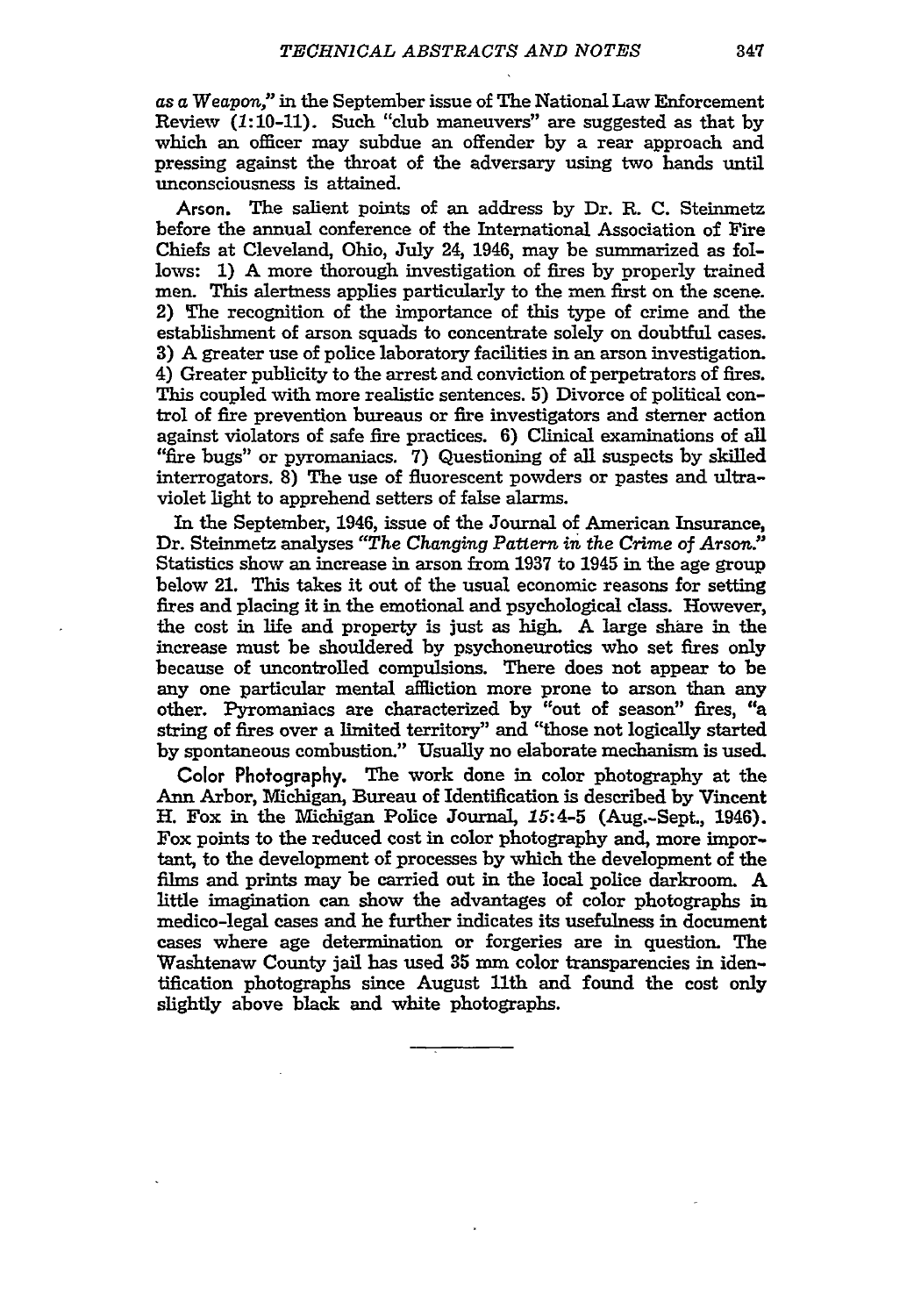*as a Weapon,"* in the September issue of The National Law Enforcement Review (*1*:10-11). Such "club maneuvers" are suggested as that by which an officer may subdue an offender by a rear approach and pressing against the throat of the adversary using two hands until unconsciousness is attained.

**Arson.** The salient points of an address by Dr. R. C. Steinmetz before the annual conference of the International Association of Fire Chiefs at Cleveland, Ohio, July 24, 1946, may be summarized as follows: 1) A more thorough investigation of fires by properly trained men. This alertness applies particularly to the men first on the scene. 2) The recognition of the importance of this type of crime and the establishment of arson squads to concentrate solely on doubtful cases. 3) A greater use of police laboratory facilities in an arson investigation. 4) Greater publicity to the arrest and conviction of perpetrators of fires. This coupled with more realistic sentences. 5) Divorce of political control of fire prevention bureaus or fire investigators and sterner action against violators of safe fire practices. 6) Clinical examinations of all "fire bugs" or pyromaniacs. 7) Questioning of all suspects by skilled interrogators. 8) The use of fluorescent powders or pastes and ultraviolet light to apprehend setters of false alarms.

In the September, 1946, issue of the Journal of American Insurance, Dr. Steinmetz analyses *"The Changing Pattern in the Crime of Arson."* Statistics show an increase in arson from 1937 to 1945 in the age group below 21. This takes it out of the usual economic reasons for setting fires and placing it in the emotional and psychological class. However, the cost in life and property is just as high. A large share in the increase must be shouldered by psychoneurotics who set fires only because of uncontrolled compulsions. There does not appear to be any one particular mental affliction more prone to arson than any other. Pyromaniacs are characterized by "out of season" fires, "a string of fires over a limited territory" and "those not logically started by spontaneous combustion." Usually no elaborate mechanism is used.

**Color Photography.** The work done in color photography at the Ann Arbor, Michigan, Bureau of Identification is described by Vincent H. Fox in the Michigan Police Journal, *15*:4-5 (Aug.-Sept., 1946). Fox points to the reduced cost in color photography and, more important, to the development of processes by which the development of the films and prints may be carried out in the local police darkroom. A little imagination can show the advantages of color photographs in medico-legal cases and he further indicates its usefulness in document cases where age determination or forgeries are in question. The Washtenaw County jail has used 35 mm color transparencies in identification photographs since August 11th and found the cost only slightly above black and white photographs.